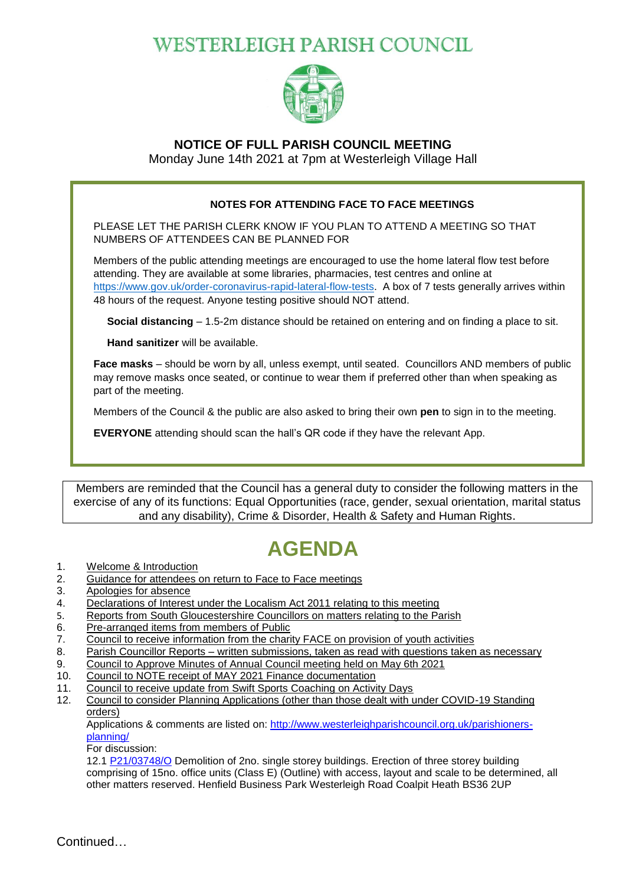# WESTERLEIGH PARISH COUNCIL

## NOTICE OF FULL PARISH COUNCIL MEETING

Monday June 14th 2021 at 7pm at Westerleigh Village Hall

**NOTES FOR ATTENDING FACE TO FACE MEETINGS**

PLEASE LET THE PARISH CLERK KNOW IF YOU PLAN TO ATTEND A MEETING SO THAT NUMBERS OF ATTENDEES CAN BE PLANNED FOR

Members of the public attending meetings are encouraged to use the home lateral flow test before attending. They are available at some libraries, pharmacies, test centres and online at https://www.gov.uk/order-coronavirus-rapid-lateral-flow-tests. A box of 7 tests generally arrives within 48 hours of the request. Anyone testing positive should NOT attend.

**Social distancing** – 1.5-2m distance should be retained on entering and on finding a place to sit.

**Hand sanitizer** will be available.

**Face masks** – should be worn by all, unless exempt, until seated. Councillors AND members of public may remove masks once seated, or continue to wear them if preferred other than when speaking as part of the meeting.

Members of the Council & the public are also asked to bring their own **pen** to sign in to the meeting.

**EVERYONE** attending should scan the hall's QR code if they have the relevant App.

Members are reminded that the Council has a general duty to consider the following matters in the exercise of any of its functions: Equal Opportunities (race, gender, sexual orientation, marital status and any disability), Crime & Disorder, Health & Safety and Human Rights.

# AGENDA

1. Welcome & Introduction
2. Guidance for attendees on return to Face to Face meetings
3. Apologies for absence
4. Declarations of Interest under the Localism Act 2011 relating to this meeting
5. Reports from South Gloucestershire Councillors on matters relating to the Parish
6. Pre-arranged items from members of Public
7. Council to receive information from the charity FACE on provision of youth activities
8. Parish Councillor Reports – written submissions, taken as read with questions taken as necessary
9. Council to Approve Minutes of Annual Council meeting held on May 6th 2021
10. Council to NOTE receipt of MAY 2021 Finance documentation
11. Council to receive update from Swift Sports Coaching on Activity Days
12. Council to consider Planning Applications (other than those dealt with under COVID-19 Standing orders)

    Applications & comments are listed on: http://www.westerleighparishcouncil.org.uk/parishioners-planning/

    For discussion:

    12.1 P21/03748/O Demolition of 2no. single storey buildings. Erection of three storey building comprising of 15no. office units (Class E) (Outline) with access, layout and scale to be determined, all other matters reserved. Henfield Business Park Westerleigh Road Coalpit Heath BS36 2UP

Continued…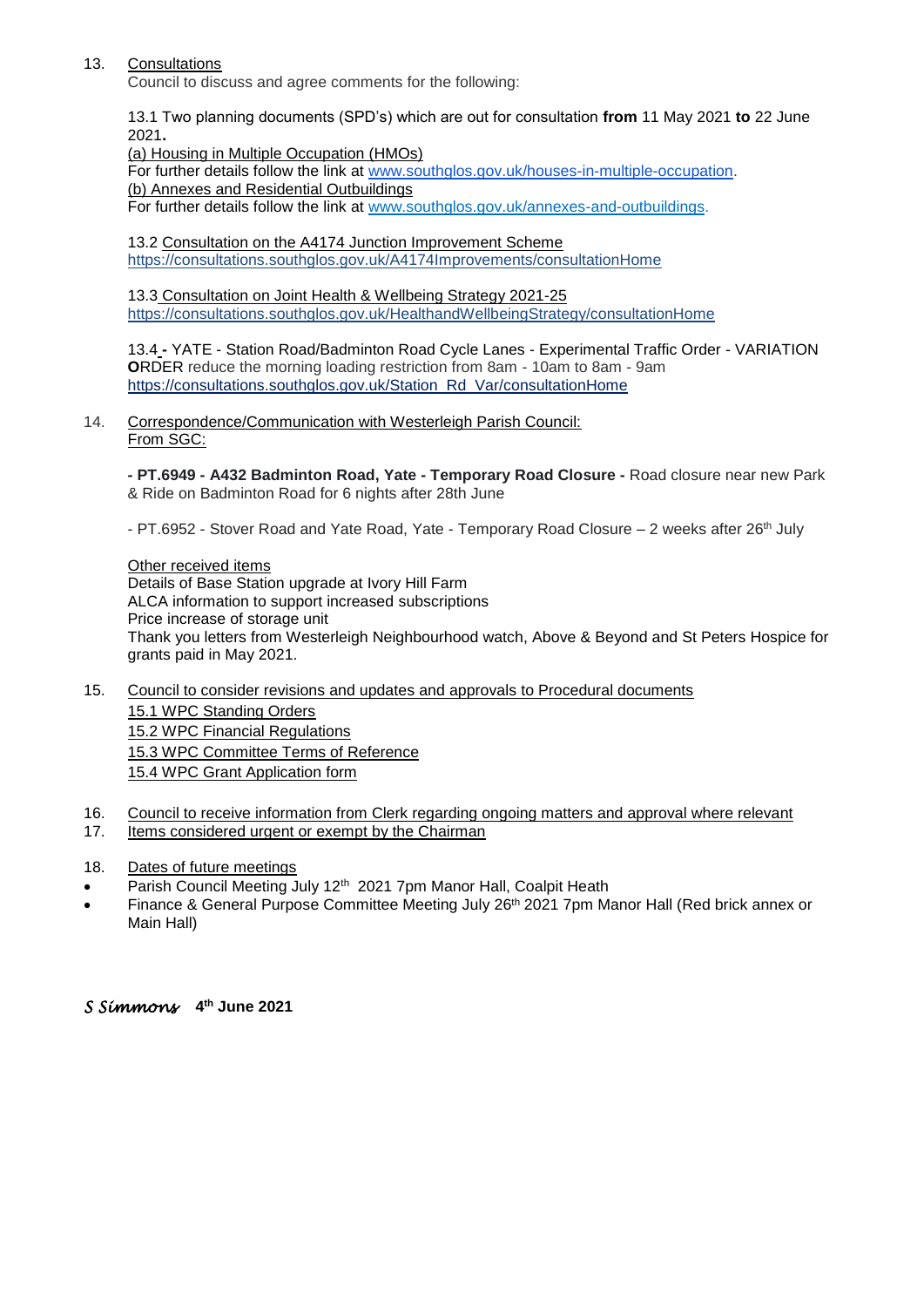13. Consultations

Council to discuss and agree comments for the following:

13.1 Two planning documents (SPD's) which are out for consultation **from** 11 May 2021 **to** 22 June 2021**.**

(a) Housing in Multiple Occupation (HMOs)

For further details follow the link at www.southglos.gov.uk/houses-in-multiple-occupation.

(b) Annexes and Residential Outbuildings

For further details follow the link at www.southglos.gov.uk/annexes-and-outbuildings.

13.2 Consultation on the A4174 Junction Improvement Scheme

https://consultations.southglos.gov.uk/A4174Improvements/consultationHome

13.3 Consultation on Joint Health & Wellbeing Strategy 2021-25

https://consultations.southglos.gov.uk/HealthandWellbeingStrategy/consultationHome

13.4 - YATE - Station Road/Badminton Road Cycle Lanes - Experimental Traffic Order - VARIATION **O**RDER reduce the morning loading restriction from 8am - 10am to 8am - 9am

https://consultations.southglos.gov.uk/Station_Rd_Var/consultationHome

14. Correspondence/Communication with Westerleigh Parish Council:

From SGC:

**- PT.6949 - A432 Badminton Road, Yate - Temporary Road Closure -** Road closure near new Park & Ride on Badminton Road for 6 nights after 28th June

- PT.6952 - Stover Road and Yate Road, Yate - Temporary Road Closure – 2 weeks after 26th July

Other received items

Details of Base Station upgrade at Ivory Hill Farm

ALCA information to support increased subscriptions

Price increase of storage unit

Thank you letters from Westerleigh Neighbourhood watch, Above & Beyond and St Peters Hospice for grants paid in May 2021.

15. Council to consider revisions and updates and approvals to Procedural documents

15.1 WPC Standing Orders

15.2 WPC Financial Regulations

15.3 WPC Committee Terms of Reference

15.4 WPC Grant Application form

16. Council to receive information from Clerk regarding ongoing matters and approval where relevant

17. Items considered urgent or exempt by the Chairman

18. Dates of future meetings

- Parish Council Meeting July 12th 2021 7pm Manor Hall, Coalpit Heath
- Finance & General Purpose Committee Meeting July 26th 2021 7pm Manor Hall (Red brick annex or Main Hall)

*S Simmons* **4th June 2021**